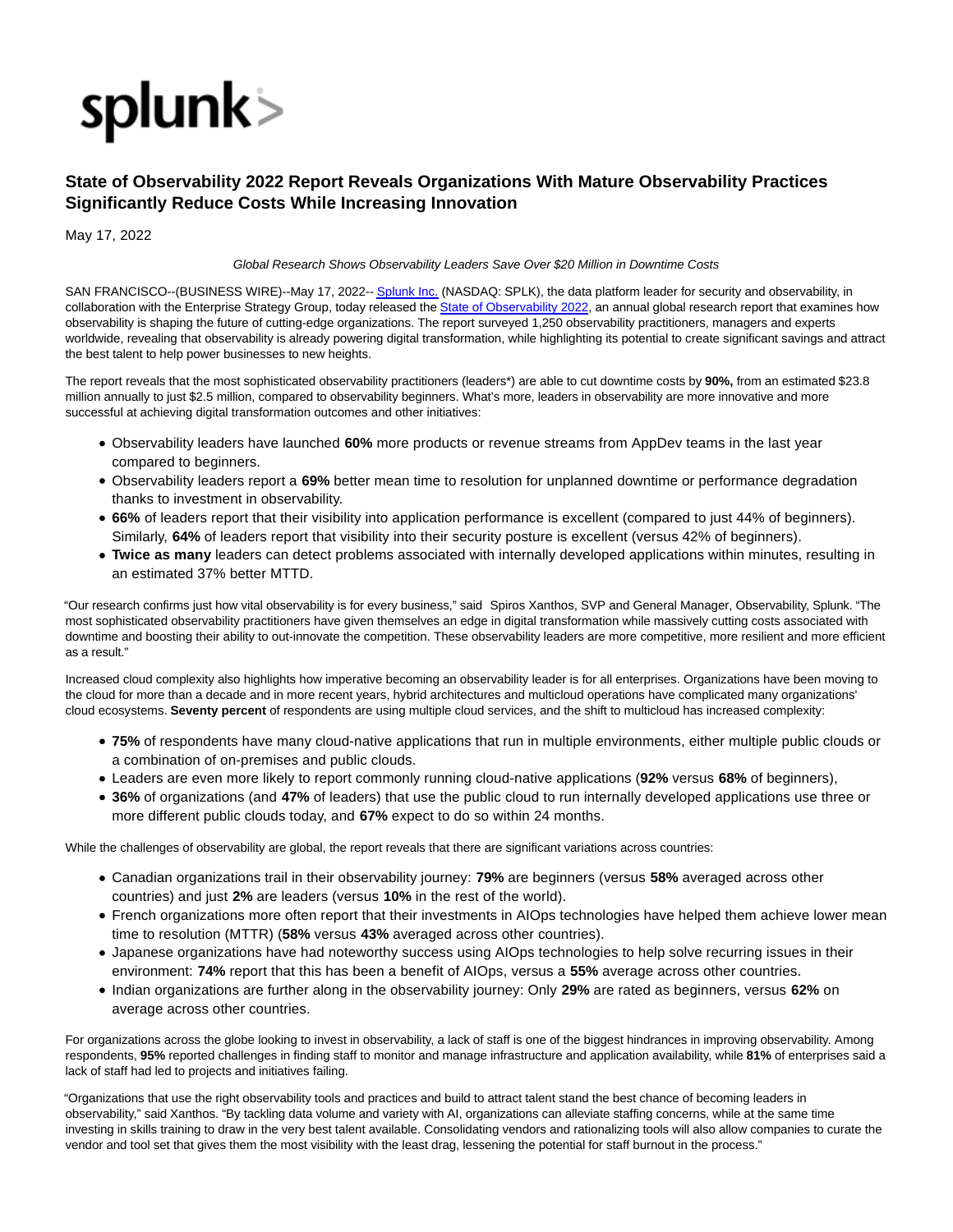splunk>

# State of Observability 2022 Report Reveals Organizations With Mature Observability Practices Significantly Reduce Costs While Increasing Innovation

May 17, 2022

*Global Research Shows Observability Leaders Save Over $20 Million in Downtime Costs*

SAN FRANCISCO--(BUSINESS WIRE)--May 17, 2022-- Splunk Inc. (NASDAQ: SPLK), the data platform leader for security and observability, in collaboration with the Enterprise Strategy Group, today released the State of Observability 2022, an annual global research report that examines how observability is shaping the future of cutting-edge organizations. The report surveyed 1,250 observability practitioners, managers and experts worldwide, revealing that observability is already powering digital transformation, while highlighting its potential to create significant savings and attract the best talent to help power businesses to new heights.

The report reveals that the most sophisticated observability practitioners (leaders*) are able to cut downtime costs by **90%,** from an estimated $23.8 million annually to just $2.5 million, compared to observability beginners. What's more, leaders in observability are more innovative and more successful at achieving digital transformation outcomes and other initiatives:

- Observability leaders have launched **60%** more products or revenue streams from AppDev teams in the last year compared to beginners.
- Observability leaders report a **69%** better mean time to resolution for unplanned downtime or performance degradation thanks to investment in observability.
- **66%** of leaders report that their visibility into application performance is excellent (compared to just 44% of beginners). Similarly, **64%** of leaders report that visibility into their security posture is excellent (versus 42% of beginners).
- **Twice as many** leaders can detect problems associated with internally developed applications within minutes, resulting in an estimated 37% better MTTD.

"Our research confirms just how vital observability is for every business," said Spiros Xanthos, SVP and General Manager, Observability, Splunk. "The most sophisticated observability practitioners have given themselves an edge in digital transformation while massively cutting costs associated with downtime and boosting their ability to out-innovate the competition. These observability leaders are more competitive, more resilient and more efficient as a result."

Increased cloud complexity also highlights how imperative becoming an observability leader is for all enterprises. Organizations have been moving to the cloud for more than a decade and in more recent years, hybrid architectures and multicloud operations have complicated many organizations' cloud ecosystems. **Seventy percent** of respondents are using multiple cloud services, and the shift to multicloud has increased complexity:

- **75%** of respondents have many cloud-native applications that run in multiple environments, either multiple public clouds or a combination of on-premises and public clouds.
- Leaders are even more likely to report commonly running cloud-native applications (**92%** versus **68%** of beginners),
- **36%** of organizations (and **47%** of leaders) that use the public cloud to run internally developed applications use three or more different public clouds today, and **67%** expect to do so within 24 months.

While the challenges of observability are global, the report reveals that there are significant variations across countries:

- Canadian organizations trail in their observability journey: **79%** are beginners (versus **58%** averaged across other countries) and just **2%** are leaders (versus **10%** in the rest of the world).
- French organizations more often report that their investments in AIOps technologies have helped them achieve lower mean time to resolution (MTTR) (**58%** versus **43%** averaged across other countries).
- Japanese organizations have had noteworthy success using AIOps technologies to help solve recurring issues in their environment: **74%** report that this has been a benefit of AIOps, versus a **55%** average across other countries.
- Indian organizations are further along in the observability journey: Only **29%** are rated as beginners, versus **62%** on average across other countries.

For organizations across the globe looking to invest in observability, a lack of staff is one of the biggest hindrances in improving observability. Among respondents, **95%** reported challenges in finding staff to monitor and manage infrastructure and application availability, while **81%** of enterprises said a lack of staff had led to projects and initiatives failing.

"Organizations that use the right observability tools and practices and build to attract talent stand the best chance of becoming leaders in observability," said Xanthos. "By tackling data volume and variety with AI, organizations can alleviate staffing concerns, while at the same time investing in skills training to draw in the very best talent available. Consolidating vendors and rationalizing tools will also allow companies to curate the vendor and tool set that gives them the most visibility with the least drag, lessening the potential for staff burnout in the process."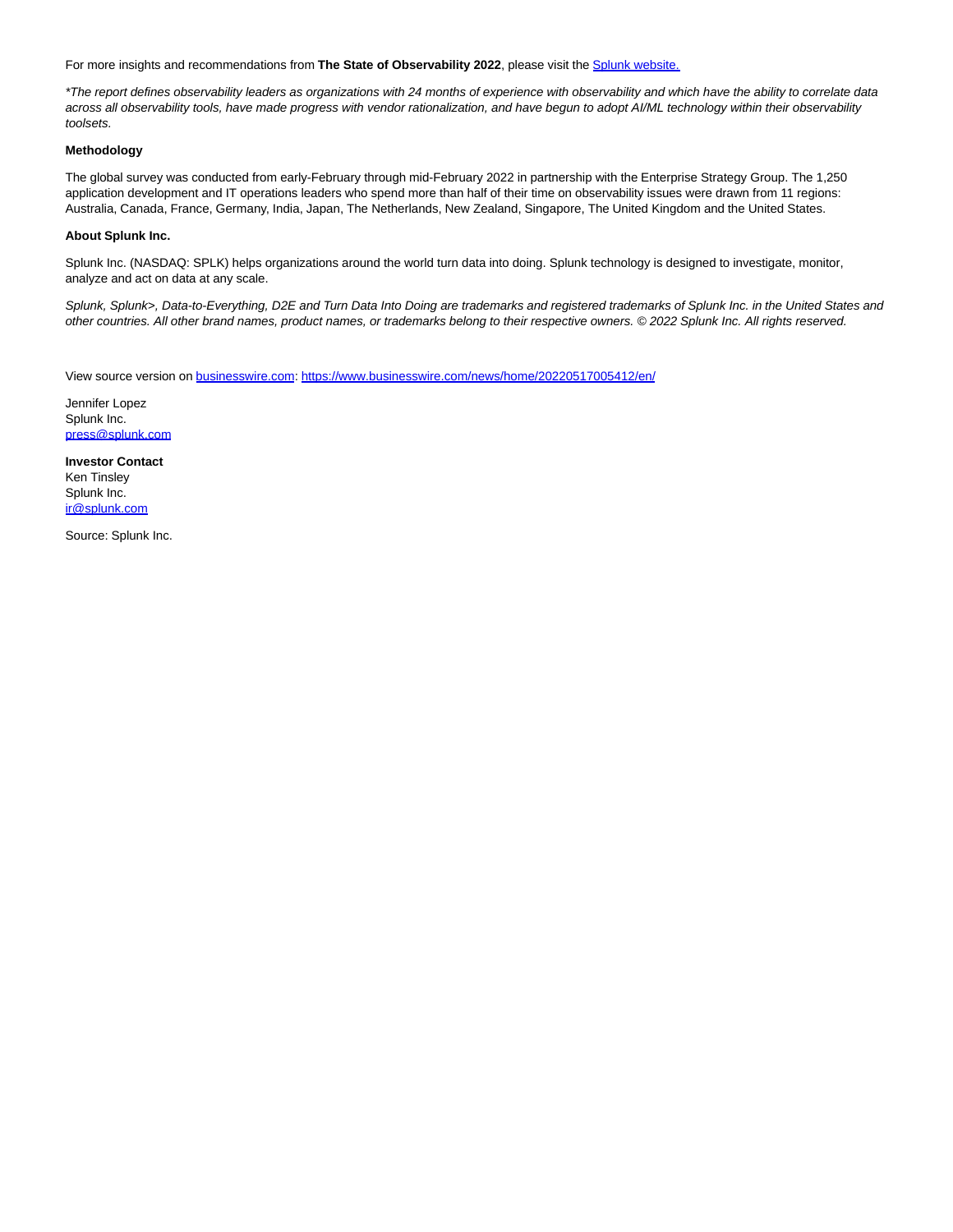For more insights and recommendations from **The State of Observability 2022**, please visit the [Splunk website.](#)

*\*The report defines observability leaders as organizations with 24 months of experience with observability and which have the ability to correlate data across all observability tools, have made progress with vendor rationalization, and have begun to adopt AI/ML technology within their observability toolsets.*

**Methodology**

The global survey was conducted from early-February through mid-February 2022 in partnership with the Enterprise Strategy Group. The 1,250 application development and IT operations leaders who spend more than half of their time on observability issues were drawn from 11 regions: Australia, Canada, France, Germany, India, Japan, The Netherlands, New Zealand, Singapore, The United Kingdom and the United States.

**About Splunk Inc.**

Splunk Inc. (NASDAQ: SPLK) helps organizations around the world turn data into doing. Splunk technology is designed to investigate, monitor, analyze and act on data at any scale.

*Splunk, Splunk>, Data-to-Everything, D2E and Turn Data Into Doing are trademarks and registered trademarks of Splunk Inc. in the United States and other countries. All other brand names, product names, or trademarks belong to their respective owners. © 2022 Splunk Inc. All rights reserved.*

View source version on businesswire.com: https://www.businesswire.com/news/home/20220517005412/en/

Jennifer Lopez
Splunk Inc.
press@splunk.com

**Investor Contact**
Ken Tinsley
Splunk Inc.
ir@splunk.com

Source: Splunk Inc.